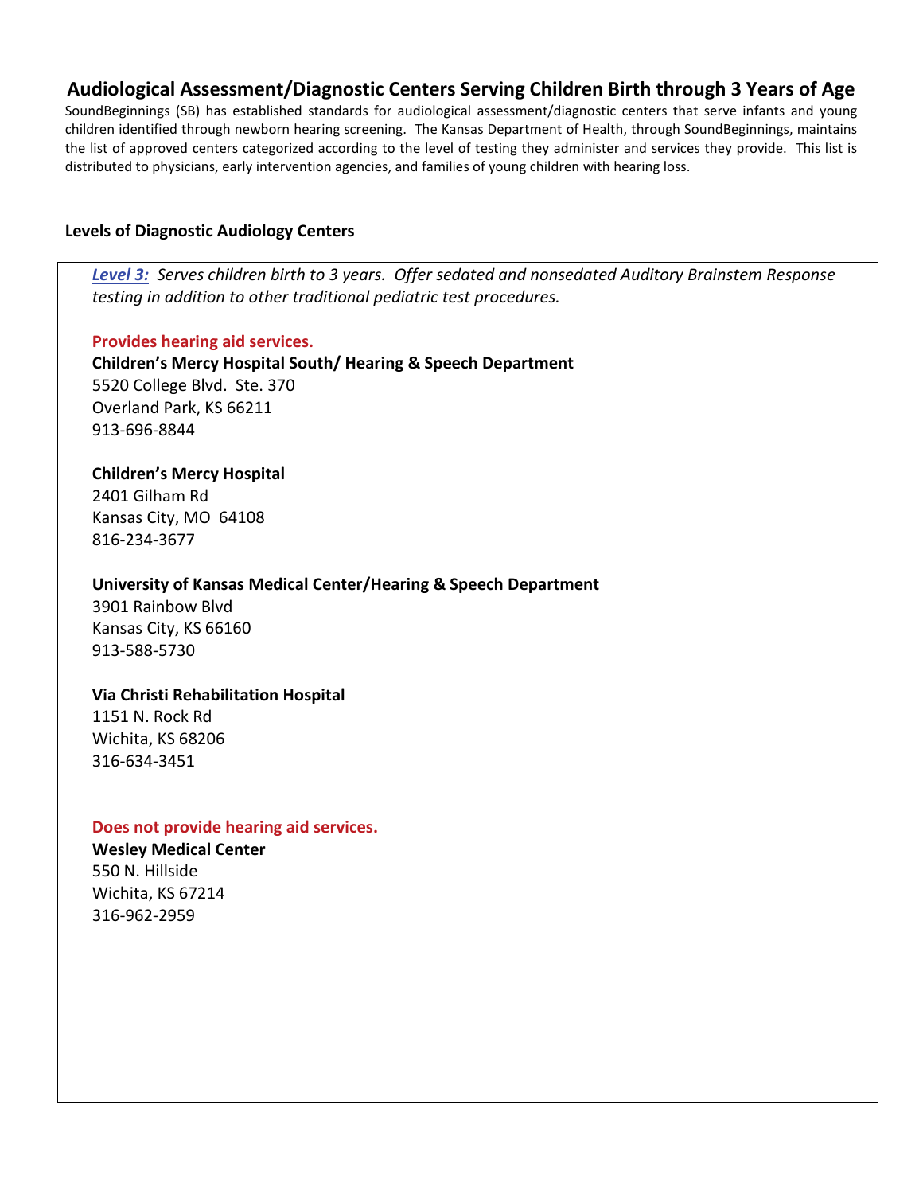# Audiological Assessment/Diagnostic Centers Serving Children Birth through 3 Years of Age

SoundBeginnings (SB) has established standards for audiological assessment/diagnostic centers that serve infants and young children identified through newborn hearing screening. The Kansas Department of Health, through SoundBeginnings, maintains the list of approved centers categorized according to the level of testing they administer and services they provide. This list is distributed to physicians, early intervention agencies, and families of young children with hearing loss.

## Levels of Diagnostic Audiology Centers

***Level 3:*** *Serves children birth to 3 years. Offer sedated and nonsedated Auditory Brainstem Response testing in addition to other traditional pediatric test procedures.*

**Provides hearing aid services.**

**Children's Mercy Hospital South/ Hearing & Speech Department**
5520 College Blvd. Ste. 370
Overland Park, KS 66211
913-696-8844

**Children's Mercy Hospital**
2401 Gilham Rd
Kansas City, MO 64108
816-234-3677

**University of Kansas Medical Center/Hearing & Speech Department**
3901 Rainbow Blvd
Kansas City, KS 66160
913-588-5730

**Via Christi Rehabilitation Hospital**
1151 N. Rock Rd
Wichita, KS 68206
316-634-3451

**Does not provide hearing aid services.**

**Wesley Medical Center**
550 N. Hillside
Wichita, KS 67214
316-962-2959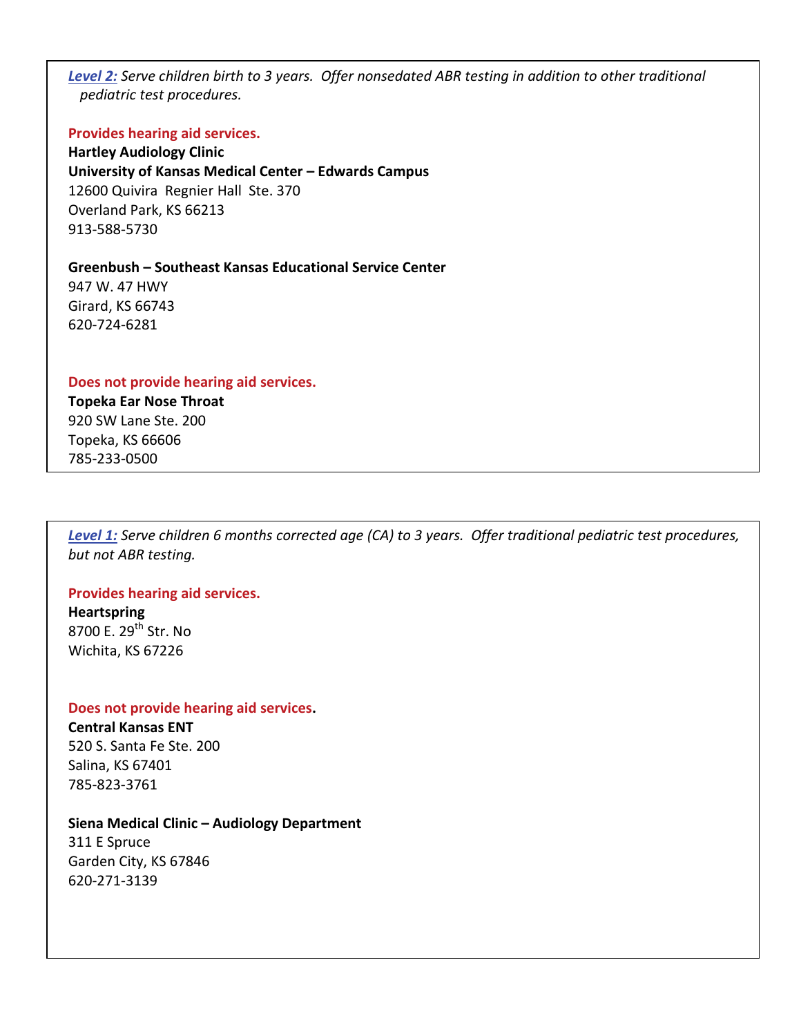***Level 2:*** *Serve children birth to 3 years. Offer nonsedated ABR testing in addition to other traditional pediatric test procedures.*

**Provides hearing aid services.**

**Hartley Audiology Clinic**
**University of Kansas Medical Center – Edwards Campus**
12600 Quivira Regnier Hall Ste. 370
Overland Park, KS 66213
913-588-5730

**Greenbush – Southeast Kansas Educational Service Center**
947 W. 47 HWY
Girard, KS 66743
620-724-6281

**Does not provide hearing aid services.**

**Topeka Ear Nose Throat**
920 SW Lane Ste. 200
Topeka, KS 66606
785-233-0500

***Level 1:*** *Serve children 6 months corrected age (CA) to 3 years. Offer traditional pediatric test procedures, but not ABR testing.*

**Provides hearing aid services.**

**Heartspring**
8700 E. 29th Str. No
Wichita, KS 67226

**Does not provide hearing aid services.**

**Central Kansas ENT**
520 S. Santa Fe Ste. 200
Salina, KS 67401
785-823-3761

**Siena Medical Clinic – Audiology Department**
311 E Spruce
Garden City, KS 67846
620-271-3139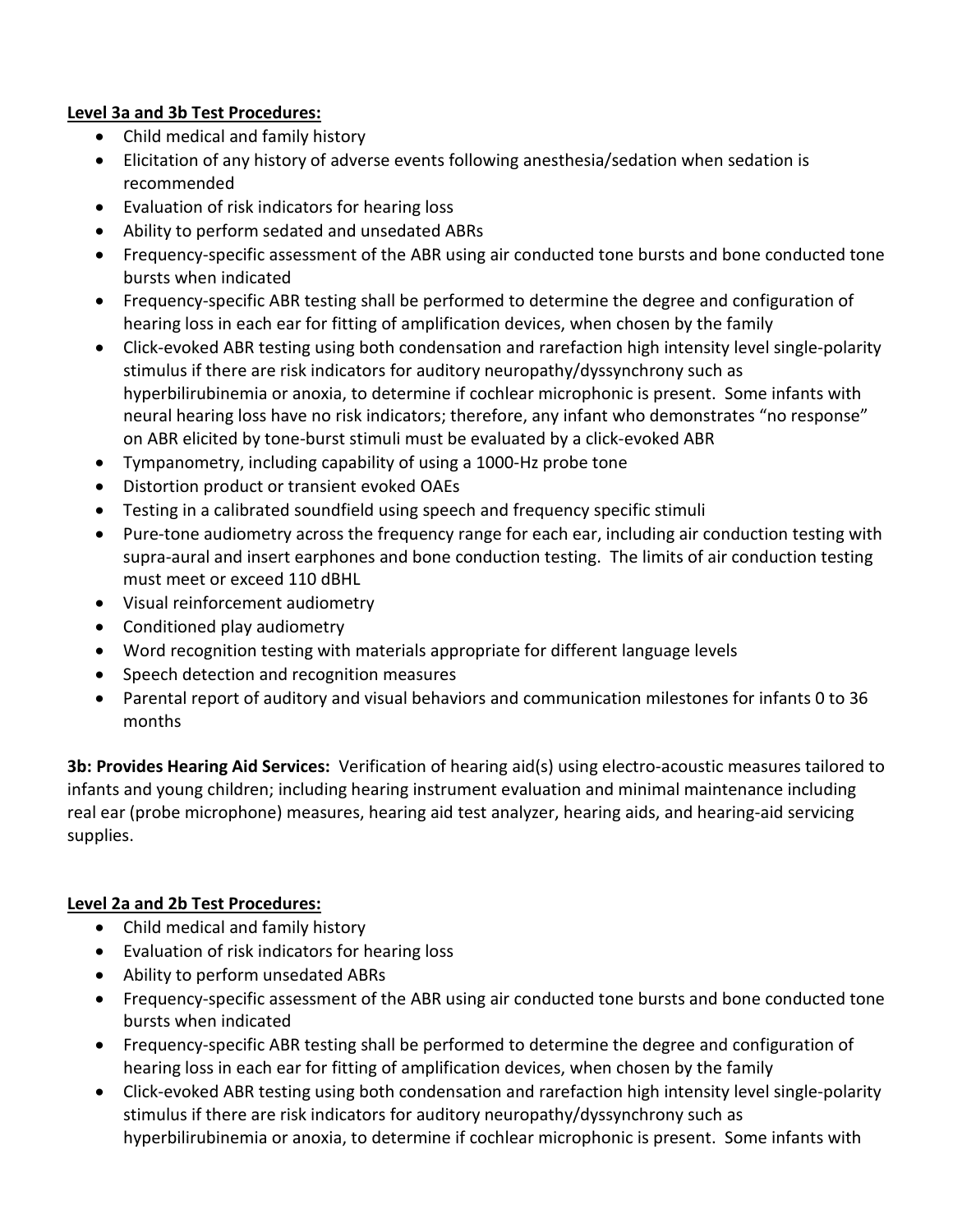**Level 3a and 3b Test Procedures:**

- Child medical and family history
- Elicitation of any history of adverse events following anesthesia/sedation when sedation is recommended
- Evaluation of risk indicators for hearing loss
- Ability to perform sedated and unsedated ABRs
- Frequency-specific assessment of the ABR using air conducted tone bursts and bone conducted tone bursts when indicated
- Frequency-specific ABR testing shall be performed to determine the degree and configuration of hearing loss in each ear for fitting of amplification devices, when chosen by the family
- Click-evoked ABR testing using both condensation and rarefaction high intensity level single-polarity stimulus if there are risk indicators for auditory neuropathy/dyssynchrony such as hyperbilirubinemia or anoxia, to determine if cochlear microphonic is present. Some infants with neural hearing loss have no risk indicators; therefore, any infant who demonstrates "no response" on ABR elicited by tone-burst stimuli must be evaluated by a click-evoked ABR
- Tympanometry, including capability of using a 1000-Hz probe tone
- Distortion product or transient evoked OAEs
- Testing in a calibrated soundfield using speech and frequency specific stimuli
- Pure-tone audiometry across the frequency range for each ear, including air conduction testing with supra-aural and insert earphones and bone conduction testing. The limits of air conduction testing must meet or exceed 110 dBHL
- Visual reinforcement audiometry
- Conditioned play audiometry
- Word recognition testing with materials appropriate for different language levels
- Speech detection and recognition measures
- Parental report of auditory and visual behaviors and communication milestones for infants 0 to 36 months

**3b: Provides Hearing Aid Services:** Verification of hearing aid(s) using electro-acoustic measures tailored to infants and young children; including hearing instrument evaluation and minimal maintenance including real ear (probe microphone) measures, hearing aid test analyzer, hearing aids, and hearing-aid servicing supplies.

**Level 2a and 2b Test Procedures:**

- Child medical and family history
- Evaluation of risk indicators for hearing loss
- Ability to perform unsedated ABRs
- Frequency-specific assessment of the ABR using air conducted tone bursts and bone conducted tone bursts when indicated
- Frequency-specific ABR testing shall be performed to determine the degree and configuration of hearing loss in each ear for fitting of amplification devices, when chosen by the family
- Click-evoked ABR testing using both condensation and rarefaction high intensity level single-polarity stimulus if there are risk indicators for auditory neuropathy/dyssynchrony such as hyperbilirubinemia or anoxia, to determine if cochlear microphonic is present. Some infants with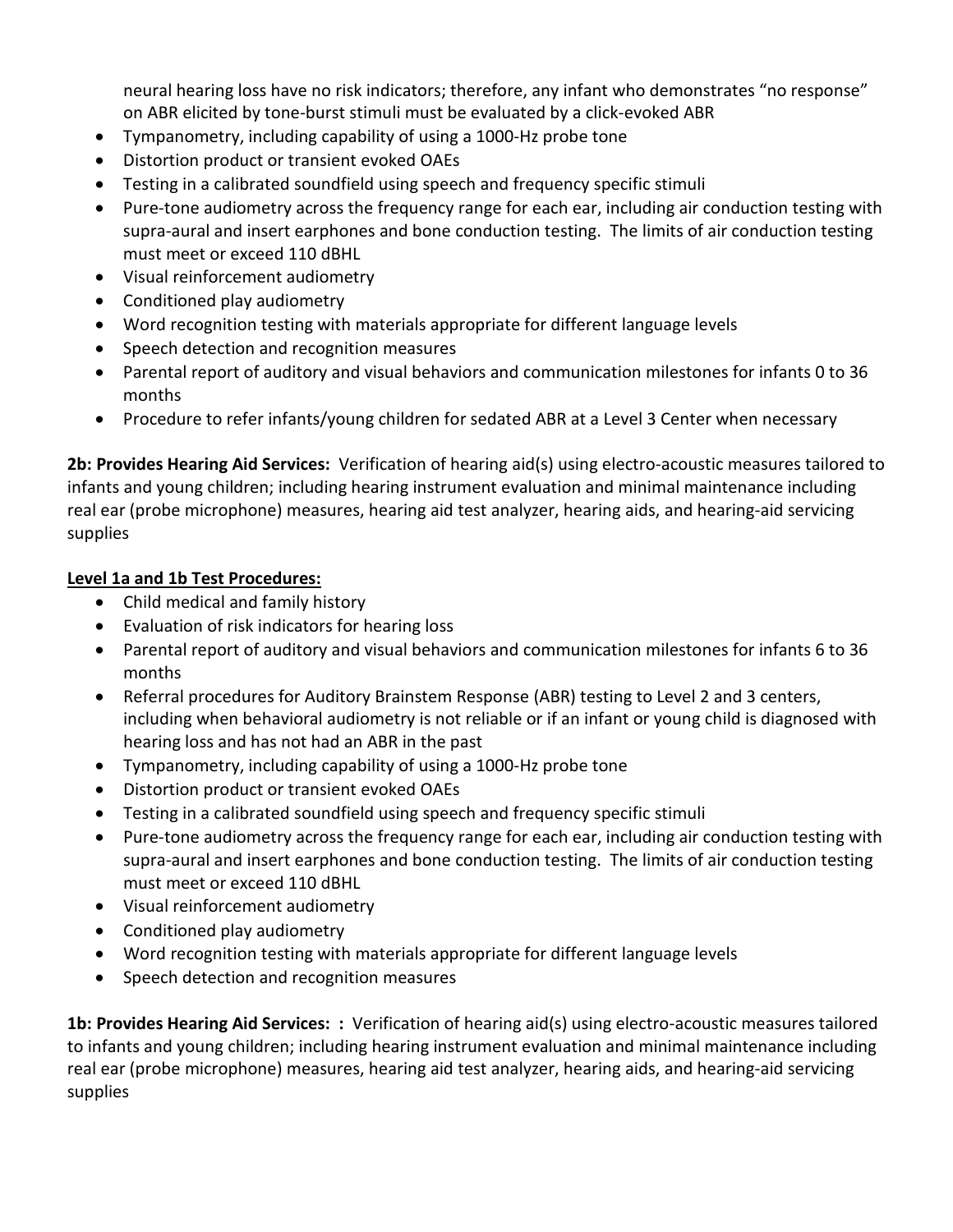neural hearing loss have no risk indicators; therefore, any infant who demonstrates "no response" on ABR elicited by tone-burst stimuli must be evaluated by a click-evoked ABR

- Tympanometry, including capability of using a 1000-Hz probe tone
- Distortion product or transient evoked OAEs
- Testing in a calibrated soundfield using speech and frequency specific stimuli
- Pure-tone audiometry across the frequency range for each ear, including air conduction testing with supra-aural and insert earphones and bone conduction testing. The limits of air conduction testing must meet or exceed 110 dBHL
- Visual reinforcement audiometry
- Conditioned play audiometry
- Word recognition testing with materials appropriate for different language levels
- Speech detection and recognition measures
- Parental report of auditory and visual behaviors and communication milestones for infants 0 to 36 months
- Procedure to refer infants/young children for sedated ABR at a Level 3 Center when necessary

**2b: Provides Hearing Aid Services:** Verification of hearing aid(s) using electro-acoustic measures tailored to infants and young children; including hearing instrument evaluation and minimal maintenance including real ear (probe microphone) measures, hearing aid test analyzer, hearing aids, and hearing-aid servicing supplies

**Level 1a and 1b Test Procedures:**

- Child medical and family history
- Evaluation of risk indicators for hearing loss
- Parental report of auditory and visual behaviors and communication milestones for infants 6 to 36 months
- Referral procedures for Auditory Brainstem Response (ABR) testing to Level 2 and 3 centers, including when behavioral audiometry is not reliable or if an infant or young child is diagnosed with hearing loss and has not had an ABR in the past
- Tympanometry, including capability of using a 1000-Hz probe tone
- Distortion product or transient evoked OAEs
- Testing in a calibrated soundfield using speech and frequency specific stimuli
- Pure-tone audiometry across the frequency range for each ear, including air conduction testing with supra-aural and insert earphones and bone conduction testing. The limits of air conduction testing must meet or exceed 110 dBHL
- Visual reinforcement audiometry
- Conditioned play audiometry
- Word recognition testing with materials appropriate for different language levels
- Speech detection and recognition measures

**1b: Provides Hearing Aid Services: :** Verification of hearing aid(s) using electro-acoustic measures tailored to infants and young children; including hearing instrument evaluation and minimal maintenance including real ear (probe microphone) measures, hearing aid test analyzer, hearing aids, and hearing-aid servicing supplies